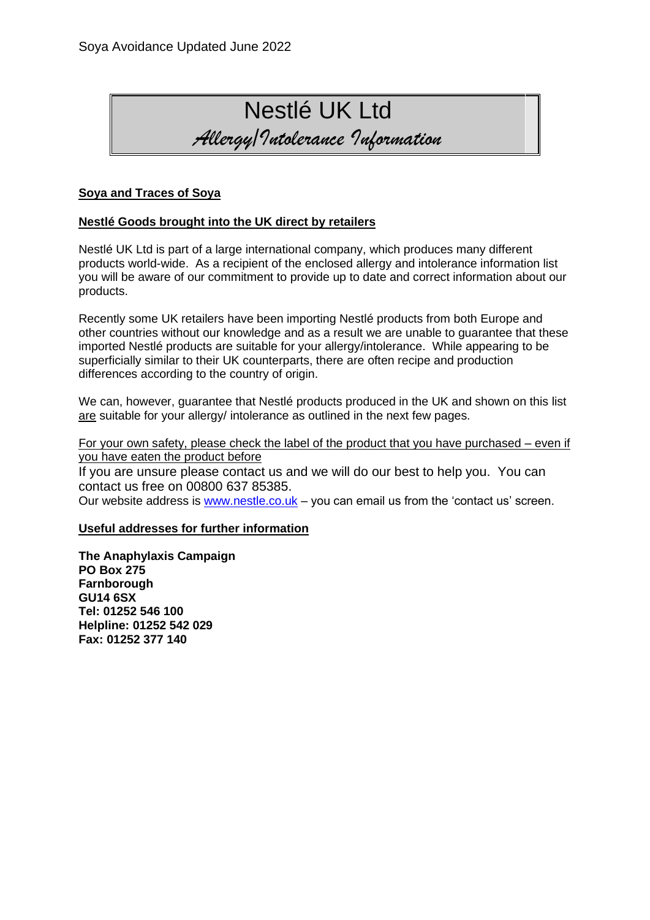Soya Avoidance Updated June 2022

# Nestlé UK Ltd

## *Allergy/Intolerance Information*

**Soya and Traces of Soya**

**Nestlé Goods brought into the UK direct by retailers**

Nestlé UK Ltd is part of a large international company, which produces many different products world-wide. As a recipient of the enclosed allergy and intolerance information list you will be aware of our commitment to provide up to date and correct information about our products.

Recently some UK retailers have been importing Nestlé products from both Europe and other countries without our knowledge and as a result we are unable to guarantee that these imported Nestlé products are suitable for your allergy/intolerance. While appearing to be superficially similar to their UK counterparts, there are often recipe and production differences according to the country of origin.

We can, however, guarantee that Nestlé products produced in the UK and shown on this list are suitable for your allergy/ intolerance as outlined in the next few pages.

For your own safety, please check the label of the product that you have purchased – even if you have eaten the product before

If you are unsure please contact us and we will do our best to help you. You can contact us free on 00800 637 85385.

Our website address is www.nestle.co.uk – you can email us from the 'contact us' screen.

**Useful addresses for further information**

**The Anaphylaxis Campaign**
**PO Box 275**
**Farnborough**
**GU14 6SX**
**Tel: 01252 546 100**
**Helpline: 01252 542 029**
**Fax: 01252 377 140**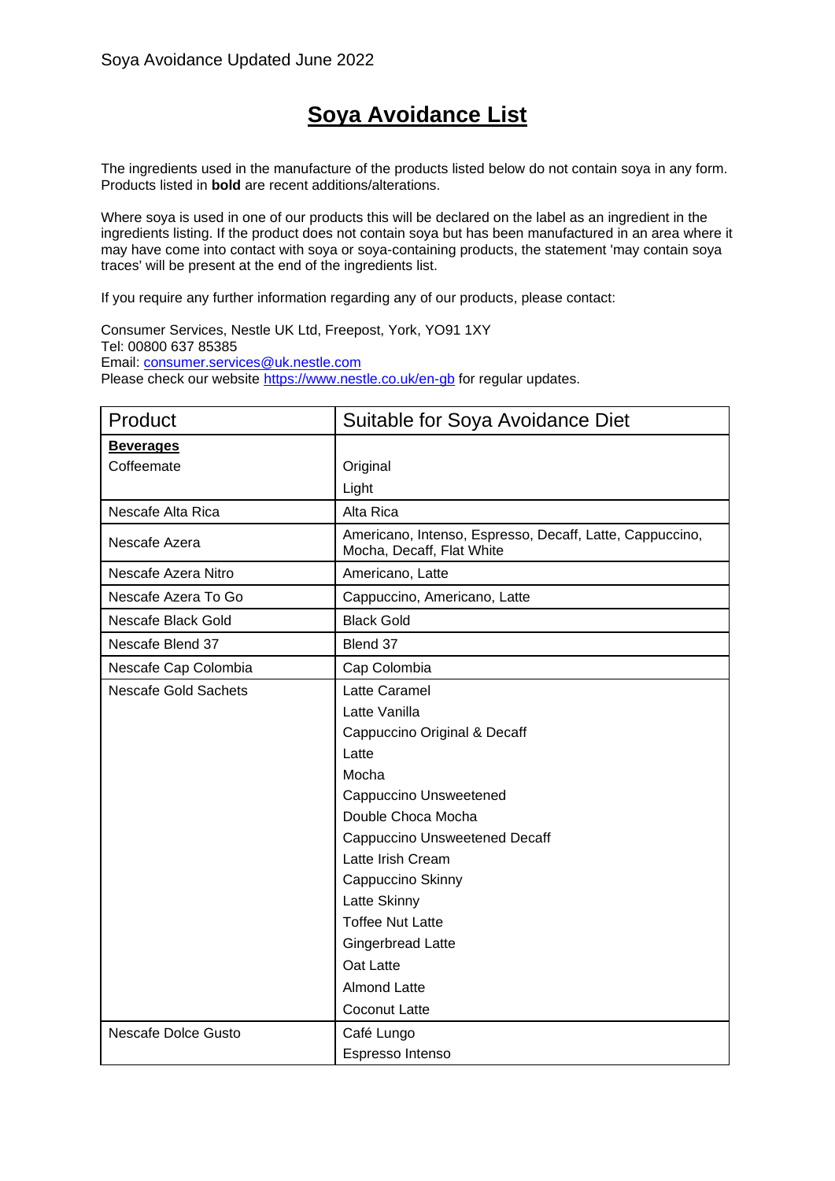Soya Avoidance Updated June 2022

# Soya Avoidance List

The ingredients used in the manufacture of the products listed below do not contain soya in any form. Products listed in **bold** are recent additions/alterations.

Where soya is used in one of our products this will be declared on the label as an ingredient in the ingredients listing. If the product does not contain soya but has been manufactured in an area where it may have come into contact with soya or soya-containing products, the statement 'may contain soya traces' will be present at the end of the ingredients list.

If you require any further information regarding any of our products, please contact:

Consumer Services, Nestle UK Ltd, Freepost, York, YO91 1XY
Tel: 00800 637 85385
Email: consumer.services@uk.nestle.com
Please check our website https://www.nestle.co.uk/en-gb for regular updates.

| Product | Suitable for Soya Avoidance Diet |
|---|---|
| **Beverages** | |
| Coffeemate | Original |
| | Light |
| Nescafe Alta Rica | Alta Rica |
| Nescafe Azera | Americano, Intenso, Espresso, Decaff, Latte, Cappuccino, Mocha, Decaff, Flat White |
| Nescafe Azera Nitro | Americano, Latte |
| Nescafe Azera To Go | Cappuccino, Americano, Latte |
| Nescafe Black Gold | Black Gold |
| Nescafe Blend 37 | Blend 37 |
| Nescafe Cap Colombia | Cap Colombia |
| Nescafe Gold Sachets | Latte Caramel |
| | Latte Vanilla |
| | Cappuccino Original & Decaff |
| | Latte |
| | Mocha |
| | Cappuccino Unsweetened |
| | Double Choca Mocha |
| | Cappuccino Unsweetened Decaff |
| | Latte Irish Cream |
| | Cappuccino Skinny |
| | Latte Skinny |
| | Toffee Nut Latte |
| | Gingerbread Latte |
| | Oat Latte |
| | Almond Latte |
| | Coconut Latte |
| Nescafe Dolce Gusto | Café Lungo |
| | Espresso Intenso |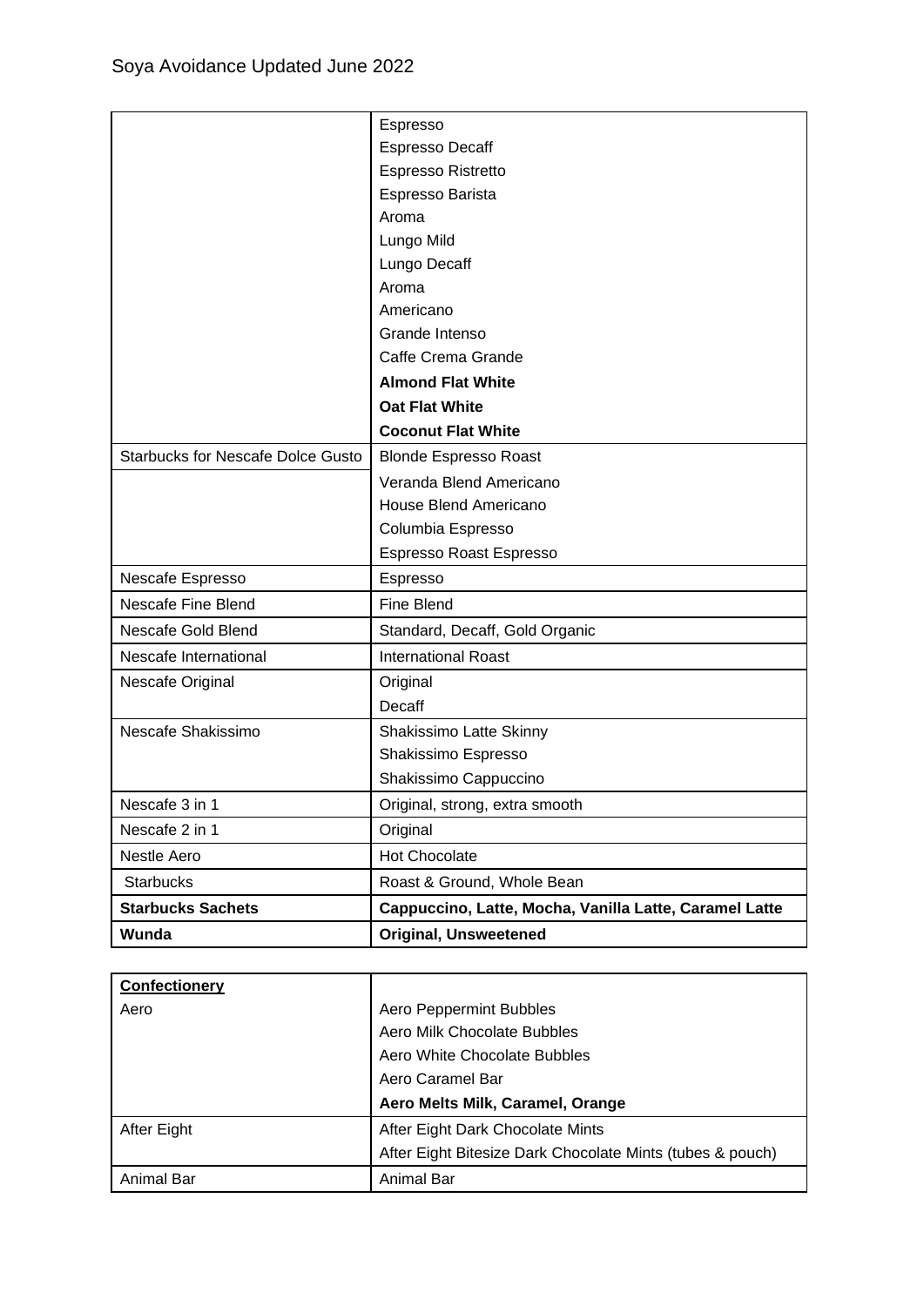| | |
|---|---|
| | Espresso<br>Espresso Decaff<br>Espresso Ristretto<br>Espresso Barista<br>Aroma<br>Lungo Mild<br>Lungo Decaff<br>Aroma<br>Americano<br>Grande Intenso<br>Caffe Crema Grande<br>**Almond Flat White**<br>**Oat Flat White**<br>**Coconut Flat White** |
| Starbucks for Nescafe Dolce Gusto | Blonde Espresso Roast |
| | Veranda Blend Americano<br>House Blend Americano<br>Columbia Espresso<br>Espresso Roast Espresso |
| Nescafe Espresso | Espresso |
| Nescafe Fine Blend | Fine Blend |
| Nescafe Gold Blend | Standard, Decaff, Gold Organic |
| Nescafe International | International Roast |
| Nescafe Original | Original<br>Decaff |
| Nescafe Shakissimo | Shakissimo Latte Skinny<br>Shakissimo Espresso<br>Shakissimo Cappuccino |
| Nescafe 3 in 1 | Original, strong, extra smooth |
| Nescafe 2 in 1 | Original |
| Nestle Aero | Hot Chocolate |
| Starbucks | Roast & Ground, Whole Bean |
| **Starbucks Sachets** | **Cappuccino, Latte, Mocha, Vanilla Latte, Caramel Latte** |
| **Wunda** | **Original, Unsweetened** |

| **Confectionery** | |
|---|---|
| Aero | Aero Peppermint Bubbles<br>Aero Milk Chocolate Bubbles<br>Aero White Chocolate Bubbles<br>Aero Caramel Bar<br>**Aero Melts Milk, Caramel, Orange** |
| After Eight | After Eight Dark Chocolate Mints<br>After Eight Bitesize Dark Chocolate Mints (tubes & pouch) |
| Animal Bar | Animal Bar |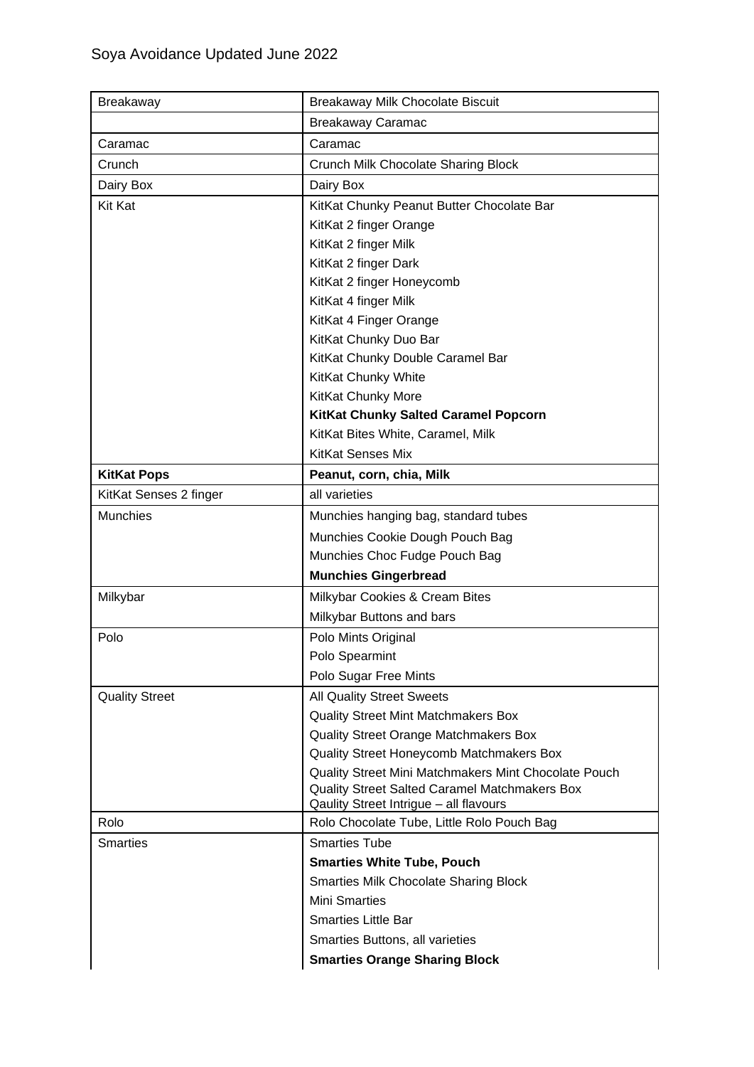Soya Avoidance Updated June 2022

| | |
|---|---|
| Breakaway | Breakaway Milk Chocolate Biscuit |
| | Breakaway Caramac |
| Caramac | Caramac |
| Crunch | Crunch Milk Chocolate Sharing Block |
| Dairy Box | Dairy Box |
| Kit Kat | KitKat Chunky Peanut Butter Chocolate Bar<br>KitKat 2 finger Orange<br>KitKat 2 finger Milk<br>KitKat 2 finger Dark<br>KitKat 2 finger Honeycomb<br>KitKat 4 finger Milk<br>KitKat 4 Finger Orange<br>KitKat Chunky Duo Bar<br>KitKat Chunky Double Caramel Bar<br>KitKat Chunky White<br>KitKat Chunky More<br>**KitKat Chunky Salted Caramel Popcorn**<br>KitKat Bites White, Caramel, Milk<br>KitKat Senses Mix |
| **KitKat Pops** | **Peanut, corn, chia, Milk** |
| KitKat Senses 2 finger | all varieties |
| Munchies | Munchies hanging bag, standard tubes<br>Munchies Cookie Dough Pouch Bag<br>Munchies Choc Fudge Pouch Bag<br>**Munchies Gingerbread** |
| Milkybar | Milkybar Cookies & Cream Bites<br>Milkybar Buttons and bars |
| Polo | Polo Mints Original<br>Polo Spearmint<br>Polo Sugar Free Mints |
| Quality Street | All Quality Street Sweets<br>Quality Street Mint Matchmakers Box<br>Quality Street Orange Matchmakers Box<br>Quality Street Honeycomb Matchmakers Box<br>Quality Street Mini Matchmakers Mint Chocolate Pouch<br>Quality Street Salted Caramel Matchmakers Box<br>Qaulity Street Intrigue – all flavours |
| Rolo | Rolo Chocolate Tube, Little Rolo Pouch Bag |
| Smarties | Smarties Tube<br>**Smarties White Tube, Pouch**<br>Smarties Milk Chocolate Sharing Block<br>Mini Smarties<br>Smarties Little Bar<br>Smarties Buttons, all varieties<br>**Smarties Orange Sharing Block** |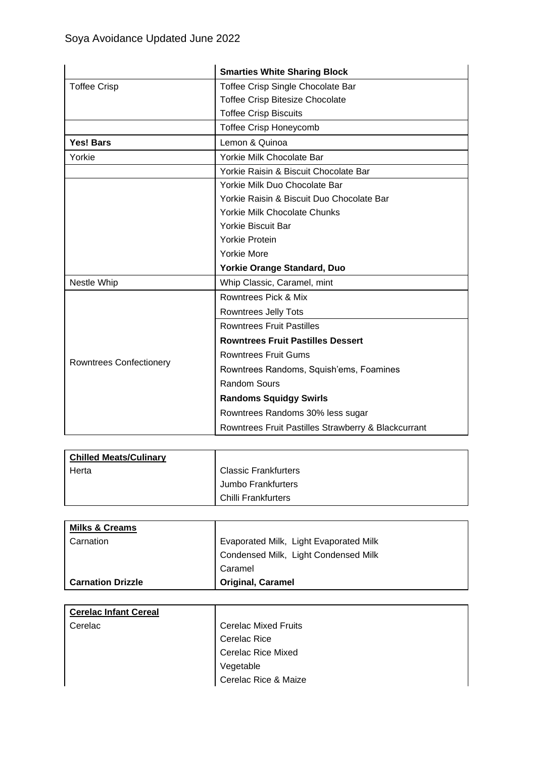| | **Smarties White Sharing Block** |
|---|---|
| Toffee Crisp | Toffee Crisp Single Chocolate Bar |
| | Toffee Crisp Bitesize Chocolate |
| | Toffee Crisp Biscuits |
| | Toffee Crisp Honeycomb |
| **Yes! Bars** | Lemon & Quinoa |
| Yorkie | Yorkie Milk Chocolate Bar |
| | Yorkie Raisin & Biscuit Chocolate Bar |
| | Yorkie Milk Duo Chocolate Bar |
| | Yorkie Raisin & Biscuit Duo Chocolate Bar |
| | Yorkie Milk Chocolate Chunks |
| | Yorkie Biscuit Bar |
| | Yorkie Protein |
| | Yorkie More |
| | **Yorkie Orange Standard, Duo** |
| Nestle Whip | Whip Classic, Caramel, mint |
| Rowntrees Confectionery | Rowntrees Pick & Mix |
| | Rowntrees Jelly Tots |
| | Rowntrees Fruit Pastilles |
| | **Rowntrees Fruit Pastilles Dessert** |
| | Rowntrees Fruit Gums |
| | Rowntrees Randoms, Squish'ems, Foamines |
| | Random Sours |
| | **Randoms Squidgy Swirls** |
| | Rowntrees Randoms 30% less sugar |
| | Rowntrees Fruit Pastilles Strawberry & Blackcurrant |

| **Chilled Meats/Culinary** | |
|---|---|
| Herta | Classic Frankfurters |
| | Jumbo Frankfurters |
| | Chilli Frankfurters |

| **Milks & Creams** | |
|---|---|
| Carnation | Evaporated Milk, Light Evaporated Milk |
| | Condensed Milk, Light Condensed Milk |
| | Caramel |
| **Carnation Drizzle** | **Original, Caramel** |

| **Cerelac Infant Cereal** | |
|---|---|
| Cerelac | Cerelac Mixed Fruits |
| | Cerelac Rice |
| | Cerelac Rice Mixed |
| | Vegetable |
| | Cerelac Rice & Maize |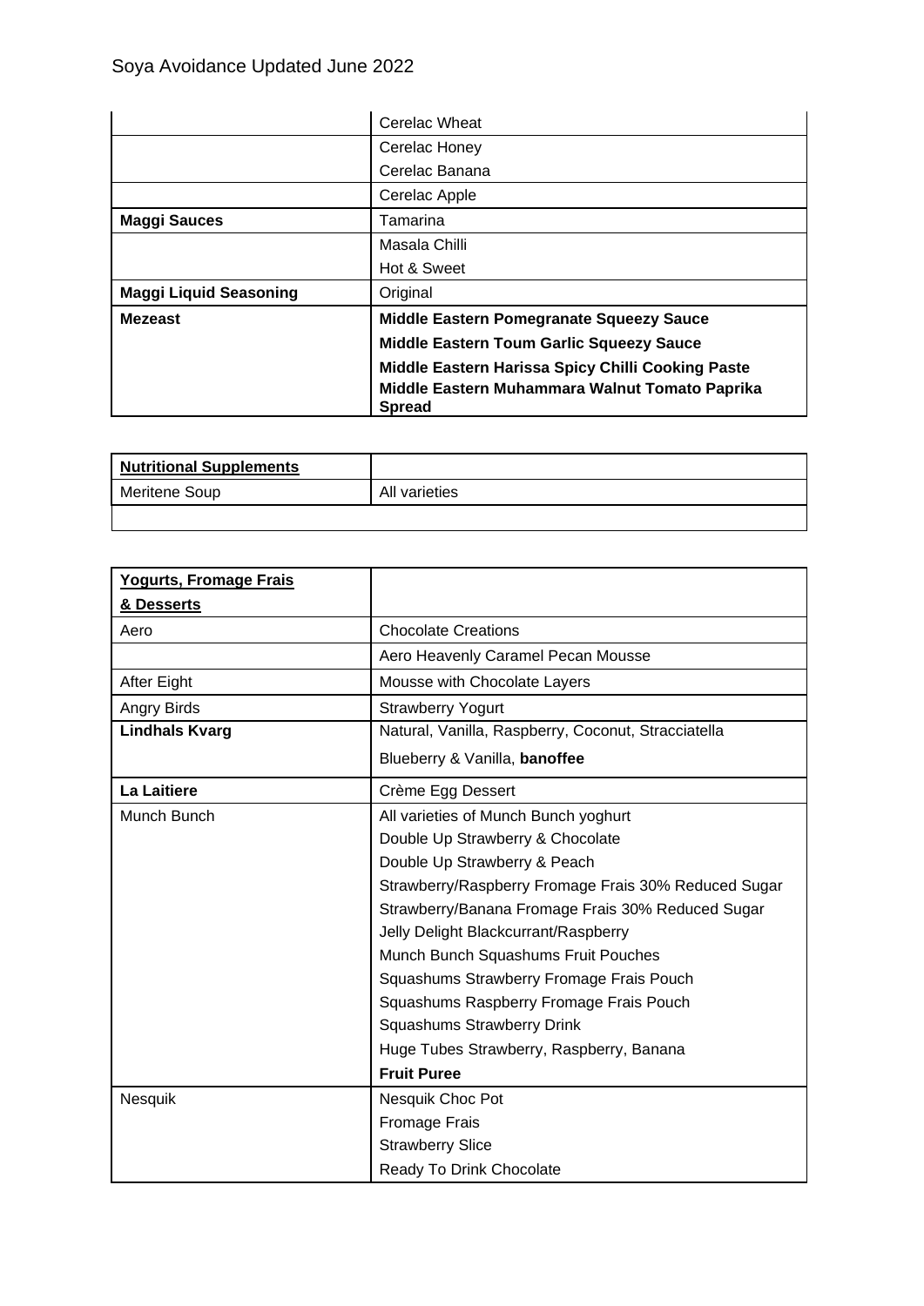| | |
|---|---|
| | Cerelac Wheat |
| | Cerelac Honey<br>Cerelac Banana |
| | Cerelac Apple |
| **Maggi Sauces** | Tamarina<br>Masala Chilli<br>Hot & Sweet |
| **Maggi Liquid Seasoning** | Original |
| **Mezeast** | **Middle Eastern Pomegranate Squeezy Sauce**<br>**Middle Eastern Toum Garlic Squeezy Sauce**<br>**Middle Eastern Harissa Spicy Chilli Cooking Paste**<br>**Middle Eastern Muhammara Walnut Tomato Paprika Spread** |

| **<u>Nutritional Supplements</u>** | |
|---|---|
| Meritene Soup | All varieties |
| | |

| **<u>Yogurts, Fromage Frais & Desserts</u>** | |
|---|---|
| Aero | Chocolate Creations |
| | Aero Heavenly Caramel Pecan Mousse |
| After Eight | Mousse with Chocolate Layers |
| Angry Birds | Strawberry Yogurt |
| **Lindhals Kvarg** | Natural, Vanilla, Raspberry, Coconut, Stracciatella<br>Blueberry & Vanilla, **banoffee** |
| **La Laitiere** | Crème Egg Dessert |
| Munch Bunch | All varieties of Munch Bunch yoghurt<br>Double Up Strawberry & Chocolate<br>Double Up Strawberry & Peach<br>Strawberry/Raspberry Fromage Frais 30% Reduced Sugar<br>Strawberry/Banana Fromage Frais 30% Reduced Sugar<br>Jelly Delight Blackcurrant/Raspberry<br>Munch Bunch Squashums Fruit Pouches<br>Squashums Strawberry Fromage Frais Pouch<br>Squashums Raspberry Fromage Frais Pouch<br>Squashums Strawberry Drink<br>Huge Tubes Strawberry, Raspberry, Banana<br>**Fruit Puree** |
| Nesquik | Nesquik Choc Pot<br>Fromage Frais<br>Strawberry Slice<br>Ready To Drink Chocolate |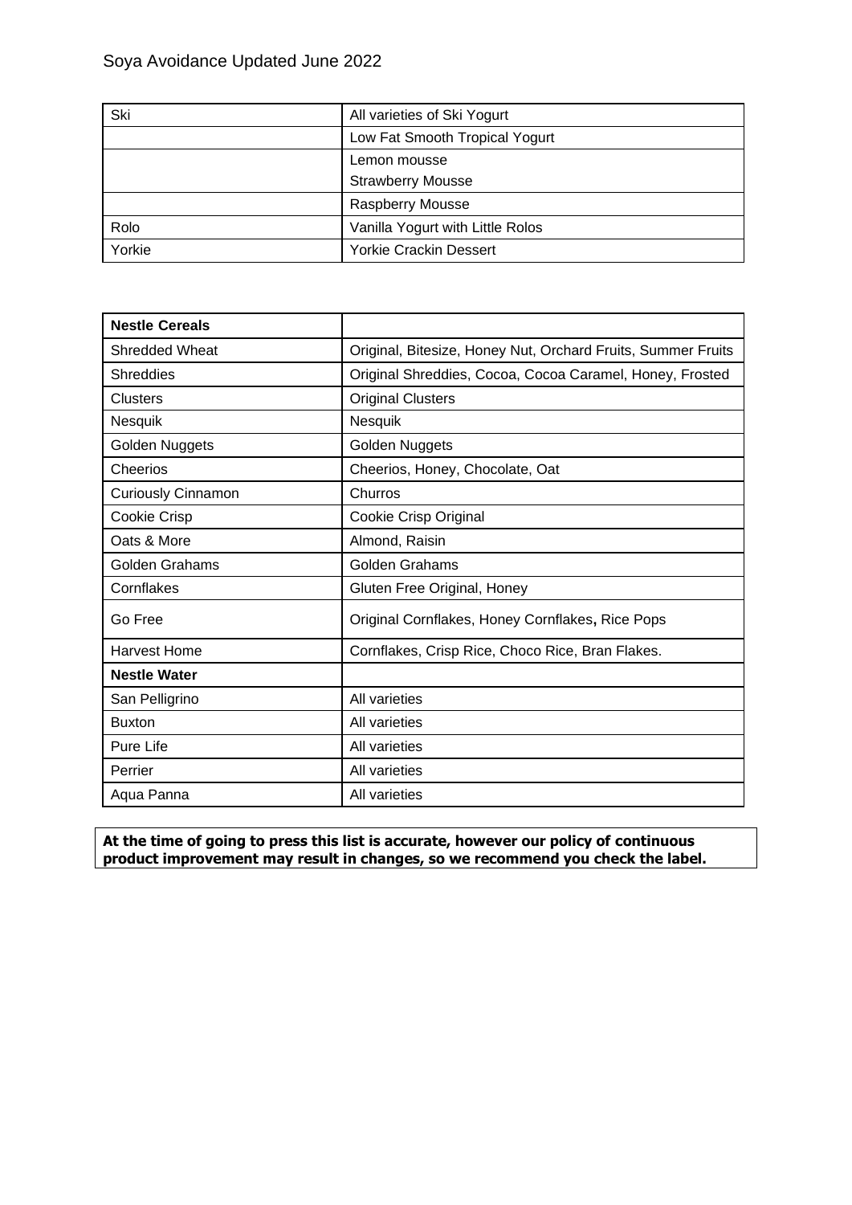Soya Avoidance Updated June 2022

| | |
|---|---|
| Ski | All varieties of Ski Yogurt |
| | Low Fat Smooth Tropical Yogurt |
| | Lemon mousse<br>Strawberry Mousse |
| | Raspberry Mousse |
| Rolo | Vanilla Yogurt with Little Rolos |
| Yorkie | Yorkie Crackin Dessert |

| **Nestle Cereals** | |
|---|---|
| Shredded Wheat | Original, Bitesize, Honey Nut, Orchard Fruits, Summer Fruits |
| Shreddies | Original Shreddies, Cocoa, Cocoa Caramel, Honey, Frosted |
| Clusters | Original Clusters |
| Nesquik | Nesquik |
| Golden Nuggets | Golden Nuggets |
| Cheerios | Cheerios, Honey, Chocolate, Oat |
| Curiously Cinnamon | Churros |
| Cookie Crisp | Cookie Crisp Original |
| Oats & More | Almond, Raisin |
| Golden Grahams | Golden Grahams |
| Cornflakes | Gluten Free Original, Honey |
| Go Free | Original Cornflakes, Honey Cornflakes**,** Rice Pops |
| Harvest Home | Cornflakes, Crisp Rice, Choco Rice, Bran Flakes. |
| **Nestle Water** | |
| San Pelligrino | All varieties |
| Buxton | All varieties |
| Pure Life | All varieties |
| Perrier | All varieties |
| Aqua Panna | All varieties |

**At the time of going to press this list is accurate, however our policy of continuous product improvement may result in changes, so we recommend you check the label.**